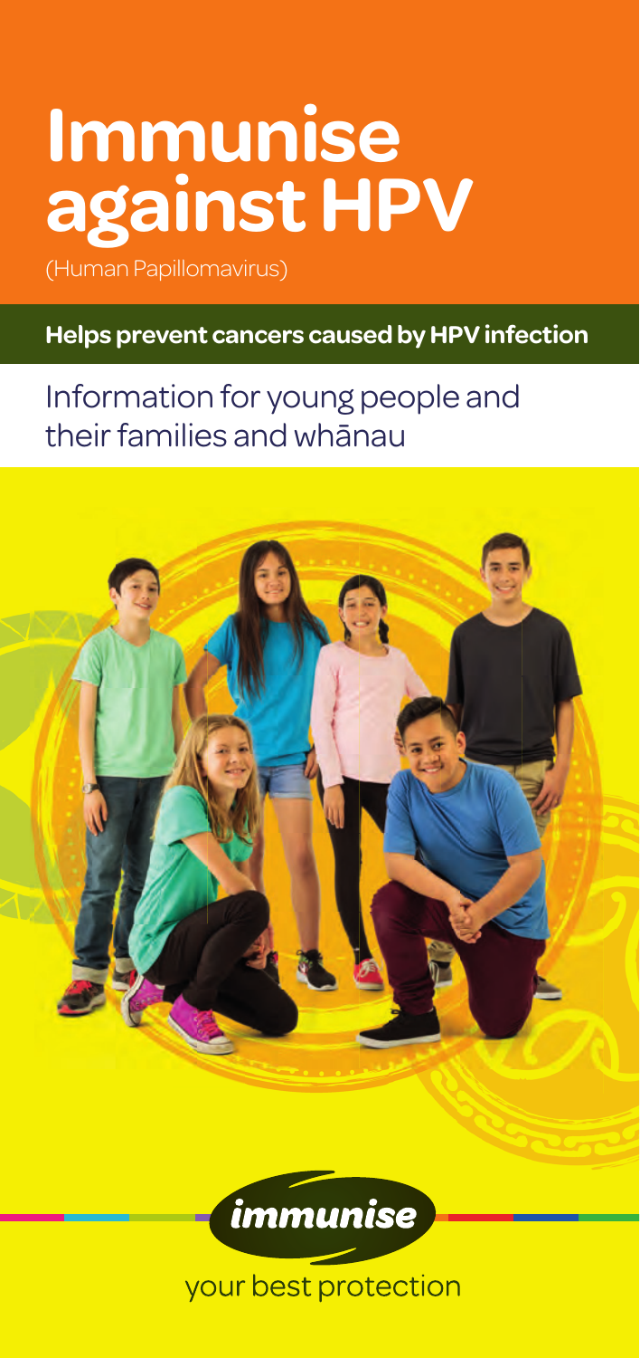# Immunise against HPV

(Human Papillomavirus)

**Helps prevent cancers caused by HPV infection**

## Information for young people and their families and whānau

immunise

your best protection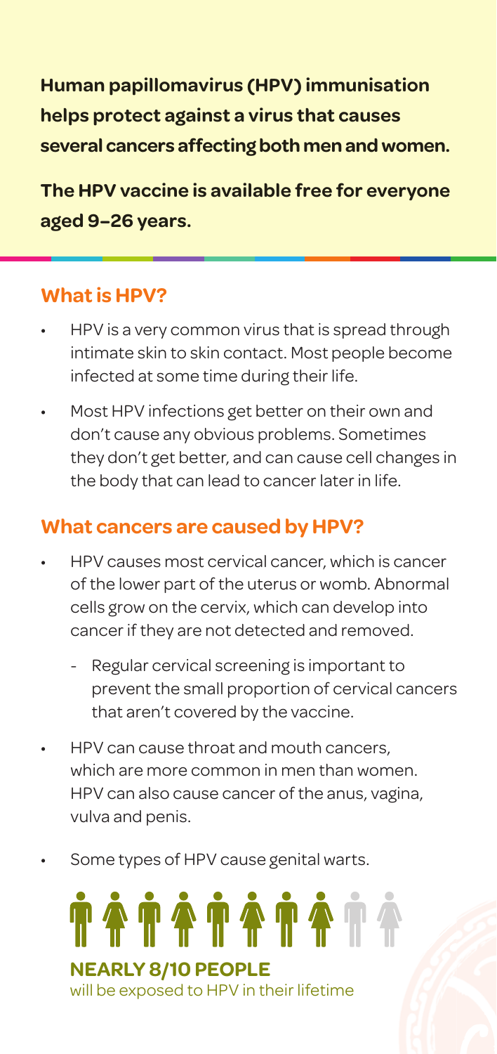**Human papillomavirus (HPV) immunisation helps protect against a virus that causes several cancers affecting both men and women.**

**The HPV vaccine is available free for everyone aged 9–26 years.**

## What is HPV?

- HPV is a very common virus that is spread through intimate skin to skin contact. Most people become infected at some time during their life.
- Most HPV infections get better on their own and don't cause any obvious problems. Sometimes they don't get better, and can cause cell changes in the body that can lead to cancer later in life.

## What cancers are caused by HPV?

- HPV causes most cervical cancer, which is cancer of the lower part of the uterus or womb. Abnormal cells grow on the cervix, which can develop into cancer if they are not detected and removed.
  - Regular cervical screening is important to prevent the small proportion of cervical cancers that aren't covered by the vaccine.
- HPV can cause throat and mouth cancers, which are more common in men than women. HPV can also cause cancer of the anus, vagina, vulva and penis.
- Some types of HPV cause genital warts.

**NEARLY 8/10 PEOPLE**
will be exposed to HPV in their lifetime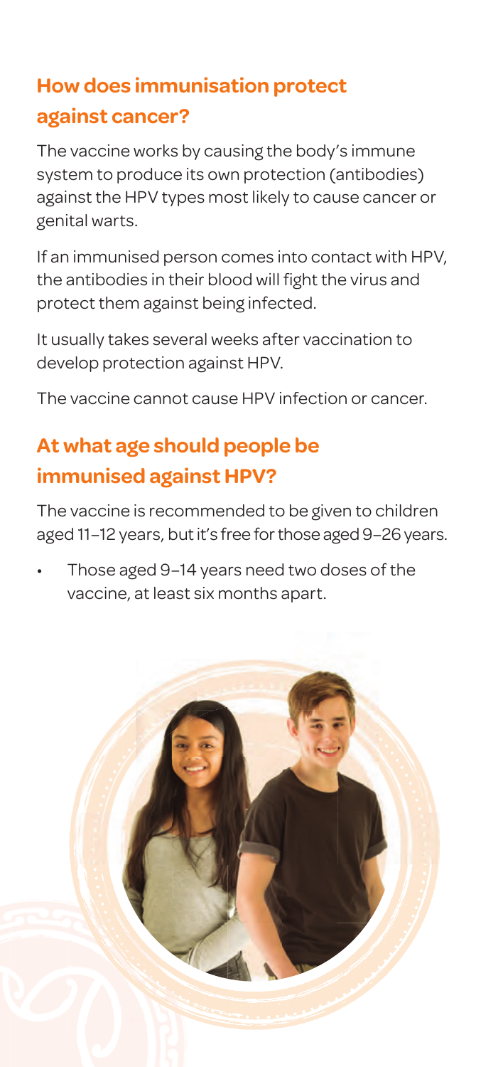## How does immunisation protect against cancer?

The vaccine works by causing the body's immune system to produce its own protection (antibodies) against the HPV types most likely to cause cancer or genital warts.

If an immunised person comes into contact with HPV, the antibodies in their blood will fight the virus and protect them against being infected.

It usually takes several weeks after vaccination to develop protection against HPV.

The vaccine cannot cause HPV infection or cancer.

## At what age should people be immunised against HPV?

The vaccine is recommended to be given to children aged 11–12 years, but it's free for those aged 9–26 years.

- Those aged 9–14 years need two doses of the vaccine, at least six months apart.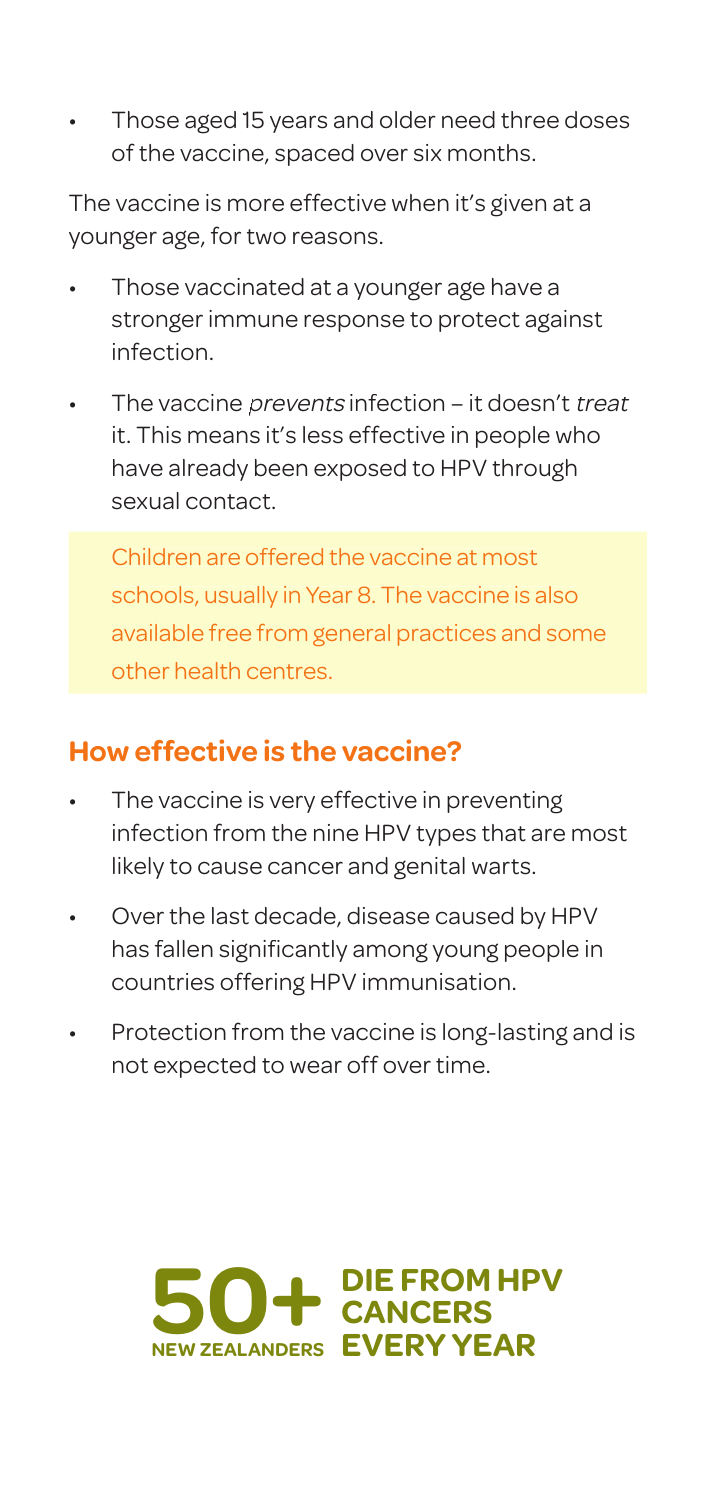- Those aged 15 years and older need three doses of the vaccine, spaced over six months.

The vaccine is more effective when it's given at a younger age, for two reasons.

- Those vaccinated at a younger age have a stronger immune response to protect against infection.
- The vaccine *prevents* infection – it doesn't *treat* it. This means it's less effective in people who have already been exposed to HPV through sexual contact.

> Children are offered the vaccine at most schools, usually in Year 8. The vaccine is also available free from general practices and some other health centres.

## How effective is the vaccine?

- The vaccine is very effective in preventing infection from the nine HPV types that are most likely to cause cancer and genital warts.
- Over the last decade, disease caused by HPV has fallen significantly among young people in countries offering HPV immunisation.
- Protection from the vaccine is long-lasting and is not expected to wear off over time.

**50+ NEW ZEALANDERS DIE FROM HPV CANCERS EVERY YEAR**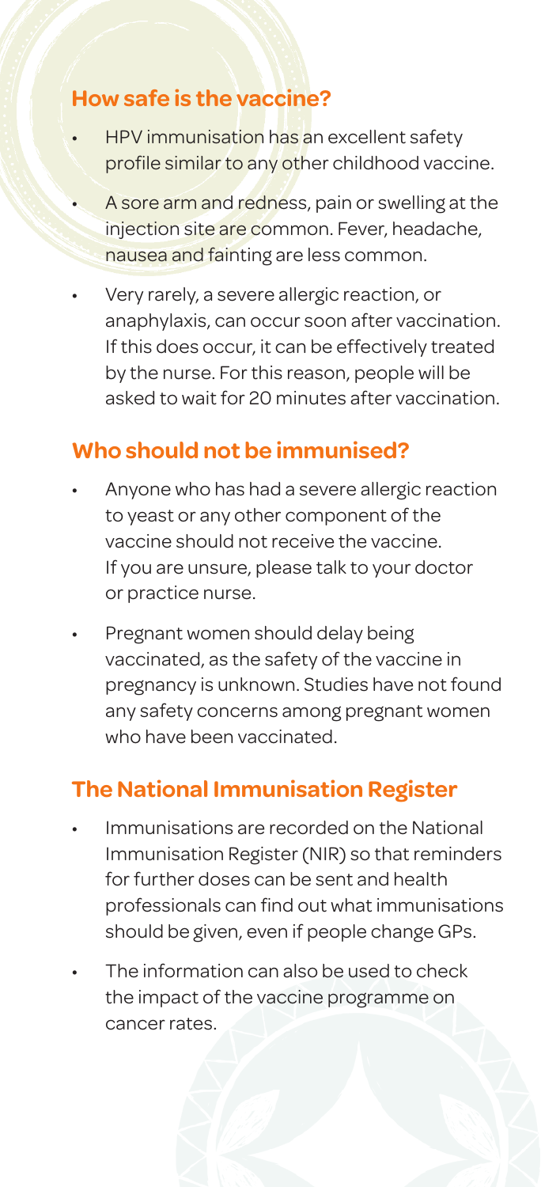## How safe is the vaccine?

- HPV immunisation has an excellent safety profile similar to any other childhood vaccine.
- A sore arm and redness, pain or swelling at the injection site are common. Fever, headache, nausea and fainting are less common.
- Very rarely, a severe allergic reaction, or anaphylaxis, can occur soon after vaccination. If this does occur, it can be effectively treated by the nurse. For this reason, people will be asked to wait for 20 minutes after vaccination.

## Who should not be immunised?

- Anyone who has had a severe allergic reaction to yeast or any other component of the vaccine should not receive the vaccine. If you are unsure, please talk to your doctor or practice nurse.
- Pregnant women should delay being vaccinated, as the safety of the vaccine in pregnancy is unknown. Studies have not found any safety concerns among pregnant women who have been vaccinated.

## The National Immunisation Register

- Immunisations are recorded on the National Immunisation Register (NIR) so that reminders for further doses can be sent and health professionals can find out what immunisations should be given, even if people change GPs.
- The information can also be used to check the impact of the vaccine programme on cancer rates.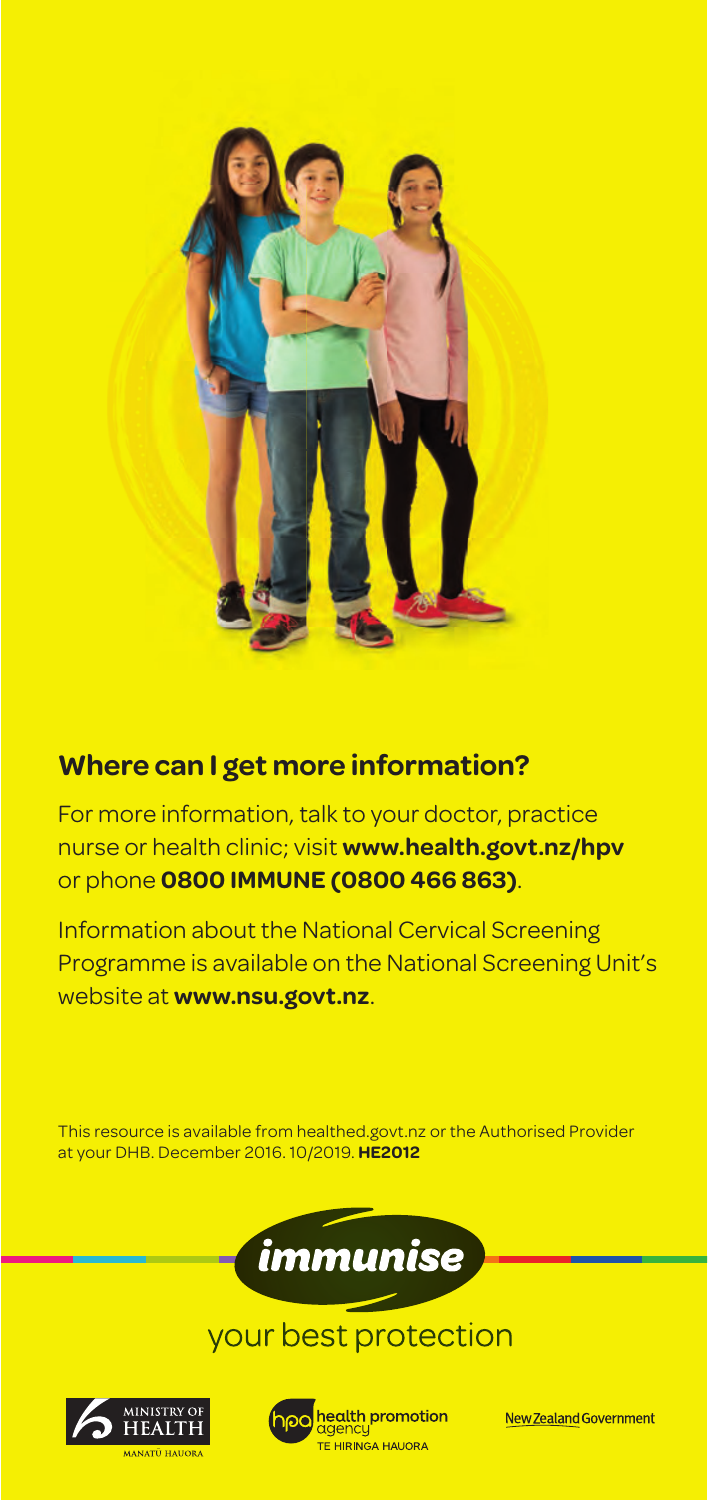## Where can I get more information?

For more information, talk to your doctor, practice nurse or health clinic; visit **www.health.govt.nz/hpv** or phone **0800 IMMUNE (0800 466 863)**.

Information about the National Cervical Screening Programme is available on the National Screening Unit's website at **www.nsu.govt.nz**.

This resource is available from healthed.govt.nz or the Authorised Provider at your DHB. December 2016. 10/2019. **HE2012**

*immunise*

your best protection

MINISTRY OF HEALTH
MANATŪ HAUORA

hpa health promotion agency
TE HIRINGA HAUORA

New Zealand Government